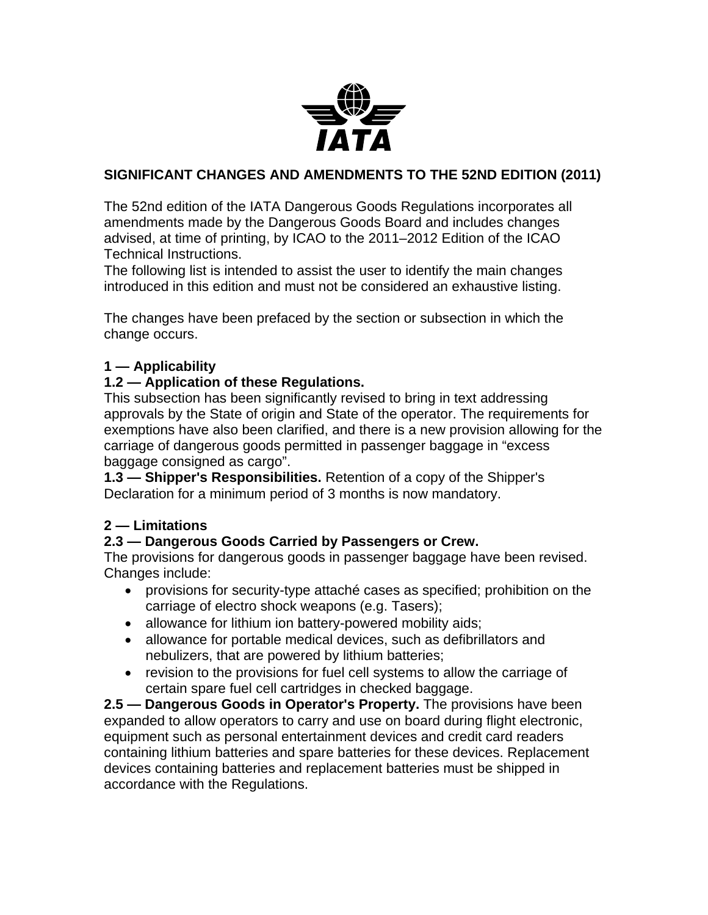IATA

## SIGNIFICANT CHANGES AND AMENDMENTS TO THE 52ND EDITION (2011)

The 52nd edition of the IATA Dangerous Goods Regulations incorporates all amendments made by the Dangerous Goods Board and includes changes advised, at time of printing, by ICAO to the 2011–2012 Edition of the ICAO Technical Instructions.
The following list is intended to assist the user to identify the main changes introduced in this edition and must not be considered an exhaustive listing.

The changes have been prefaced by the section or subsection in which the change occurs.

### 1 — Applicability

**1.2 — Application of these Regulations.**
This subsection has been significantly revised to bring in text addressing approvals by the State of origin and State of the operator. The requirements for exemptions have also been clarified, and there is a new provision allowing for the carriage of dangerous goods permitted in passenger baggage in "excess baggage consigned as cargo".
**1.3 — Shipper's Responsibilities.** Retention of a copy of the Shipper's Declaration for a minimum period of 3 months is now mandatory.

### 2 — Limitations

**2.3 — Dangerous Goods Carried by Passengers or Crew.**
The provisions for dangerous goods in passenger baggage have been revised. Changes include:

- provisions for security-type attaché cases as specified; prohibition on the carriage of electro shock weapons (e.g. Tasers);
- allowance for lithium ion battery-powered mobility aids;
- allowance for portable medical devices, such as defibrillators and nebulizers, that are powered by lithium batteries;
- revision to the provisions for fuel cell systems to allow the carriage of certain spare fuel cell cartridges in checked baggage.

**2.5 — Dangerous Goods in Operator's Property.** The provisions have been expanded to allow operators to carry and use on board during flight electronic, equipment such as personal entertainment devices and credit card readers containing lithium batteries and spare batteries for these devices. Replacement devices containing batteries and replacement batteries must be shipped in accordance with the Regulations.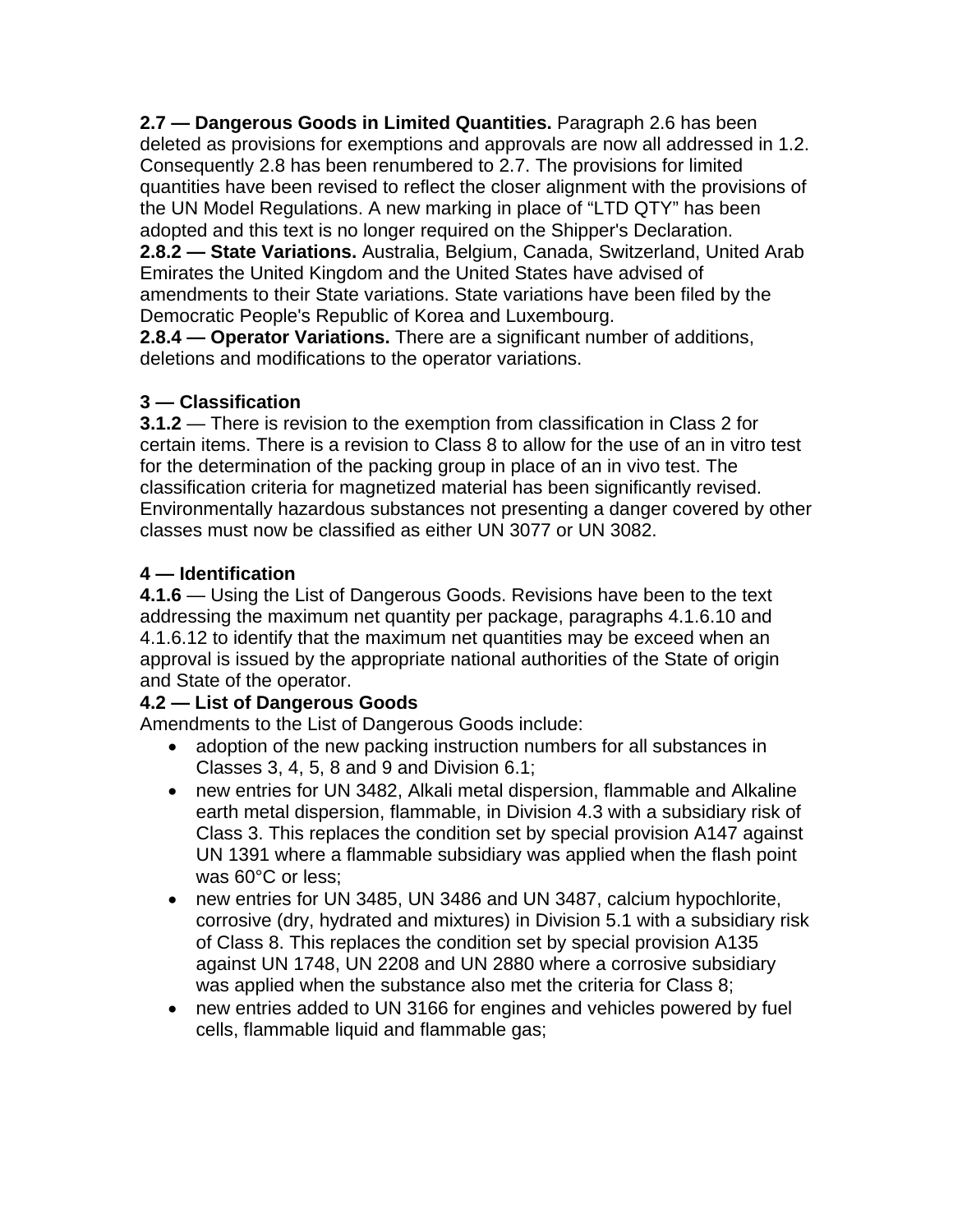**2.7 — Dangerous Goods in Limited Quantities.** Paragraph 2.6 has been deleted as provisions for exemptions and approvals are now all addressed in 1.2. Consequently 2.8 has been renumbered to 2.7. The provisions for limited quantities have been revised to reflect the closer alignment with the provisions of the UN Model Regulations. A new marking in place of "LTD QTY" has been adopted and this text is no longer required on the Shipper's Declaration.

**2.8.2 — State Variations.** Australia, Belgium, Canada, Switzerland, United Arab Emirates the United Kingdom and the United States have advised of amendments to their State variations. State variations have been filed by the Democratic People's Republic of Korea and Luxembourg.

**2.8.4 — Operator Variations.** There are a significant number of additions, deletions and modifications to the operator variations.

**3 — Classification**

**3.1.2** — There is revision to the exemption from classification in Class 2 for certain items. There is a revision to Class 8 to allow for the use of an in vitro test for the determination of the packing group in place of an in vivo test. The classification criteria for magnetized material has been significantly revised. Environmentally hazardous substances not presenting a danger covered by other classes must now be classified as either UN 3077 or UN 3082.

**4 — Identification**

**4.1.6** — Using the List of Dangerous Goods. Revisions have been to the text addressing the maximum net quantity per package, paragraphs 4.1.6.10 and 4.1.6.12 to identify that the maximum net quantities may be exceed when an approval is issued by the appropriate national authorities of the State of origin and State of the operator.

**4.2 — List of Dangerous Goods**

Amendments to the List of Dangerous Goods include:

- adoption of the new packing instruction numbers for all substances in Classes 3, 4, 5, 8 and 9 and Division 6.1;
- new entries for UN 3482, Alkali metal dispersion, flammable and Alkaline earth metal dispersion, flammable, in Division 4.3 with a subsidiary risk of Class 3. This replaces the condition set by special provision A147 against UN 1391 where a flammable subsidiary was applied when the flash point was 60°C or less;
- new entries for UN 3485, UN 3486 and UN 3487, calcium hypochlorite, corrosive (dry, hydrated and mixtures) in Division 5.1 with a subsidiary risk of Class 8. This replaces the condition set by special provision A135 against UN 1748, UN 2208 and UN 2880 where a corrosive subsidiary was applied when the substance also met the criteria for Class 8;
- new entries added to UN 3166 for engines and vehicles powered by fuel cells, flammable liquid and flammable gas;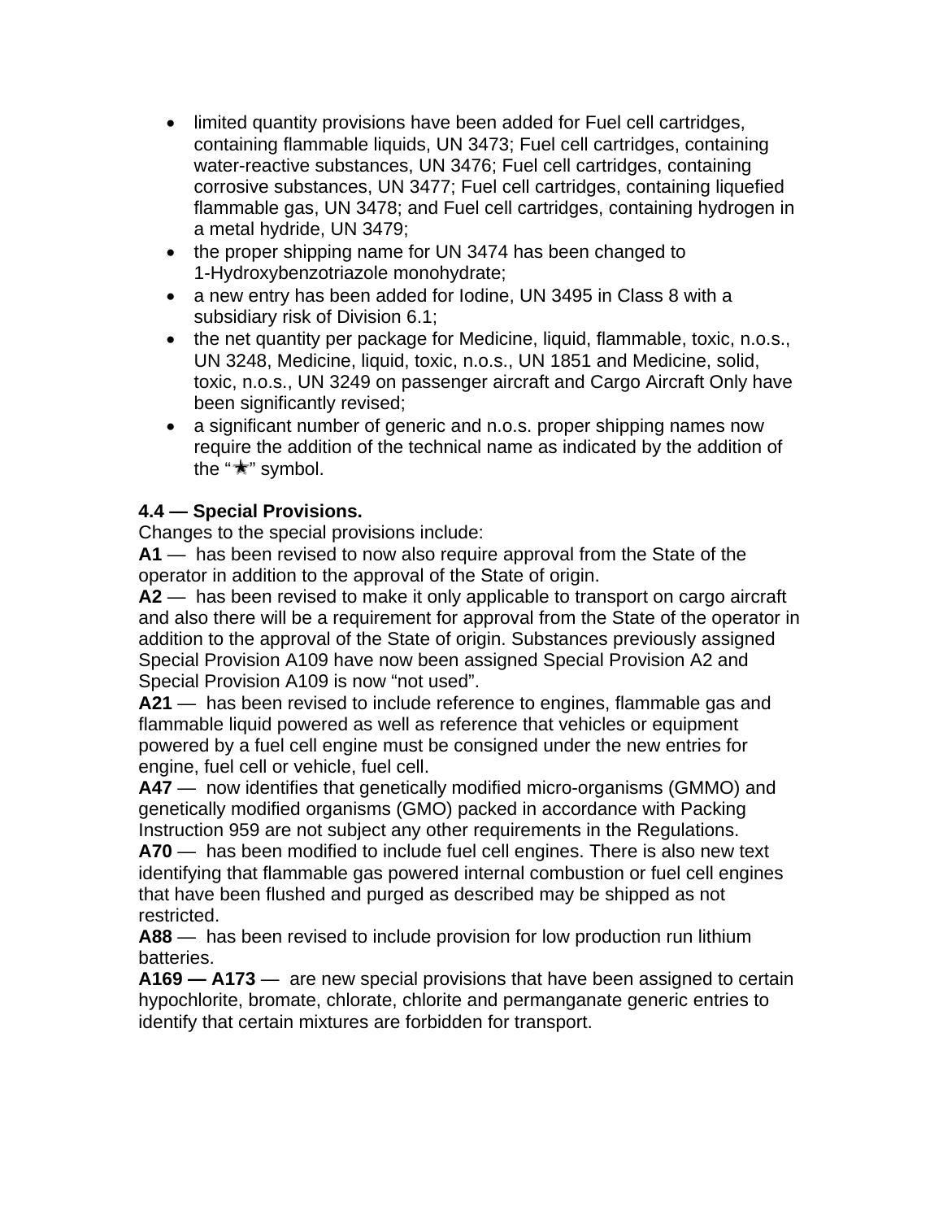- limited quantity provisions have been added for Fuel cell cartridges, containing flammable liquids, UN 3473; Fuel cell cartridges, containing water-reactive substances, UN 3476; Fuel cell cartridges, containing corrosive substances, UN 3477; Fuel cell cartridges, containing liquefied flammable gas, UN 3478; and Fuel cell cartridges, containing hydrogen in a metal hydride, UN 3479;
- the proper shipping name for UN 3474 has been changed to 1-Hydroxybenzotriazole monohydrate;
- a new entry has been added for Iodine, UN 3495 in Class 8 with a subsidiary risk of Division 6.1;
- the net quantity per package for Medicine, liquid, flammable, toxic, n.o.s., UN 3248, Medicine, liquid, toxic, n.o.s., UN 1851 and Medicine, solid, toxic, n.o.s., UN 3249 on passenger aircraft and Cargo Aircraft Only have been significantly revised;
- a significant number of generic and n.o.s. proper shipping names now require the addition of the technical name as indicated by the addition of the "★" symbol.

**4.4 — Special Provisions.**
Changes to the special provisions include:

**A1** — has been revised to now also require approval from the State of the operator in addition to the approval of the State of origin.

**A2** — has been revised to make it only applicable to transport on cargo aircraft and also there will be a requirement for approval from the State of the operator in addition to the approval of the State of origin. Substances previously assigned Special Provision A109 have now been assigned Special Provision A2 and Special Provision A109 is now "not used".

**A21** — has been revised to include reference to engines, flammable gas and flammable liquid powered as well as reference that vehicles or equipment powered by a fuel cell engine must be consigned under the new entries for engine, fuel cell or vehicle, fuel cell.

**A47** — now identifies that genetically modified micro-organisms (GMMO) and genetically modified organisms (GMO) packed in accordance with Packing Instruction 959 are not subject any other requirements in the Regulations.

**A70** — has been modified to include fuel cell engines. There is also new text identifying that flammable gas powered internal combustion or fuel cell engines that have been flushed and purged as described may be shipped as not restricted.

**A88** — has been revised to include provision for low production run lithium batteries.

**A169 — A173** — are new special provisions that have been assigned to certain hypochlorite, bromate, chlorate, chlorite and permanganate generic entries to identify that certain mixtures are forbidden for transport.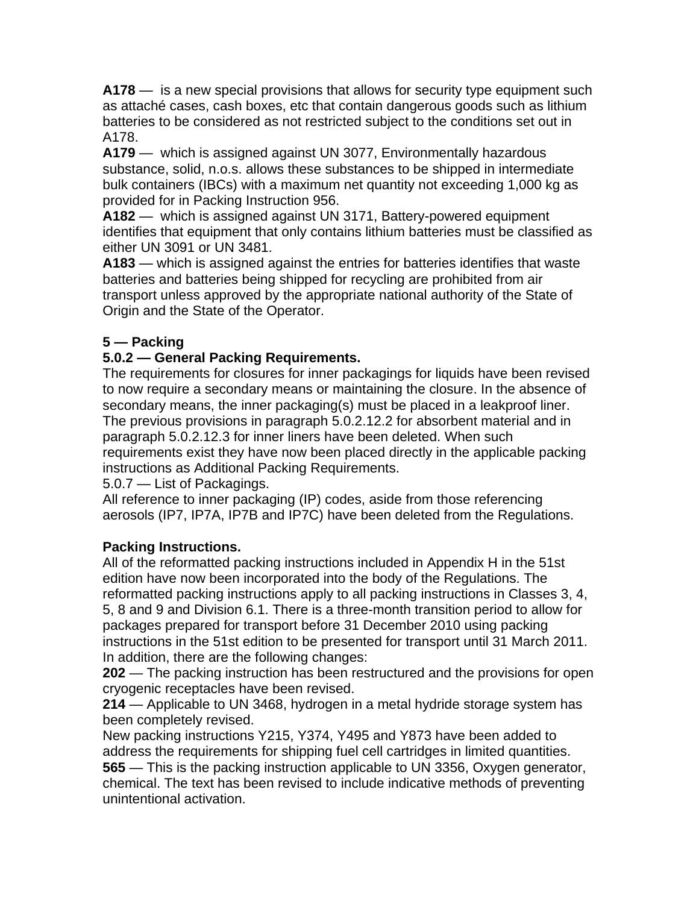**A178** — is a new special provisions that allows for security type equipment such as attaché cases, cash boxes, etc that contain dangerous goods such as lithium batteries to be considered as not restricted subject to the conditions set out in A178.

**A179** — which is assigned against UN 3077, Environmentally hazardous substance, solid, n.o.s. allows these substances to be shipped in intermediate bulk containers (IBCs) with a maximum net quantity not exceeding 1,000 kg as provided for in Packing Instruction 956.

**A182** — which is assigned against UN 3171, Battery-powered equipment identifies that equipment that only contains lithium batteries must be classified as either UN 3091 or UN 3481.

**A183** — which is assigned against the entries for batteries identifies that waste batteries and batteries being shipped for recycling are prohibited from air transport unless approved by the appropriate national authority of the State of Origin and the State of the Operator.

**5 — Packing**

**5.0.2 — General Packing Requirements.**

The requirements for closures for inner packagings for liquids have been revised to now require a secondary means or maintaining the closure. In the absence of secondary means, the inner packaging(s) must be placed in a leakproof liner. The previous provisions in paragraph 5.0.2.12.2 for absorbent material and in paragraph 5.0.2.12.3 for inner liners have been deleted. When such requirements exist they have now been placed directly in the applicable packing instructions as Additional Packing Requirements.

5.0.7 — List of Packagings.

All reference to inner packaging (IP) codes, aside from those referencing aerosols (IP7, IP7A, IP7B and IP7C) have been deleted from the Regulations.

**Packing Instructions.**

All of the reformatted packing instructions included in Appendix H in the 51st edition have now been incorporated into the body of the Regulations. The reformatted packing instructions apply to all packing instructions in Classes 3, 4, 5, 8 and 9 and Division 6.1. There is a three-month transition period to allow for packages prepared for transport before 31 December 2010 using packing instructions in the 51st edition to be presented for transport until 31 March 2011. In addition, there are the following changes:

**202** — The packing instruction has been restructured and the provisions for open cryogenic receptacles have been revised.

**214** — Applicable to UN 3468, hydrogen in a metal hydride storage system has been completely revised.

New packing instructions Y215, Y374, Y495 and Y873 have been added to address the requirements for shipping fuel cell cartridges in limited quantities.

**565** — This is the packing instruction applicable to UN 3356, Oxygen generator, chemical. The text has been revised to include indicative methods of preventing unintentional activation.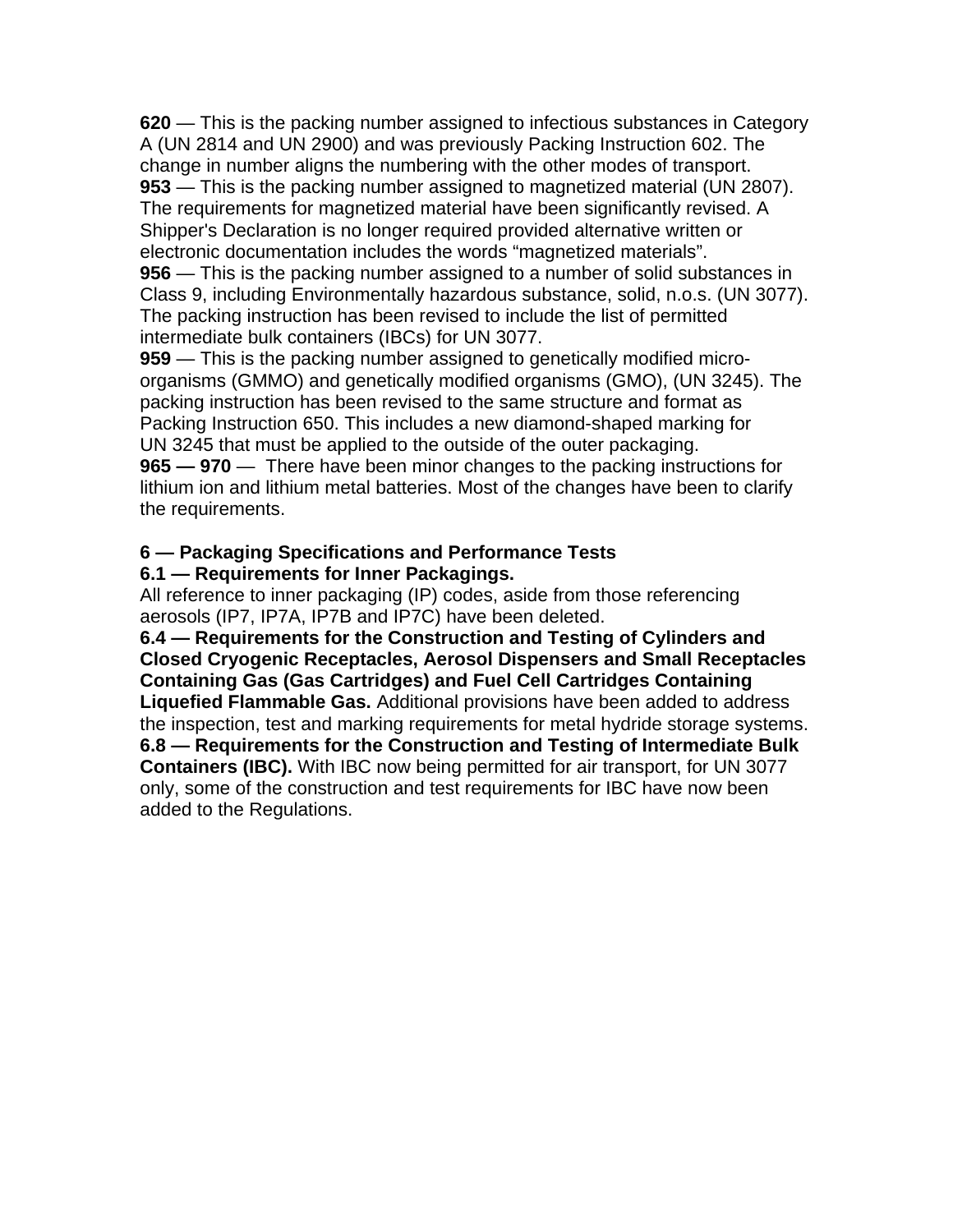**620** — This is the packing number assigned to infectious substances in Category A (UN 2814 and UN 2900) and was previously Packing Instruction 602. The change in number aligns the numbering with the other modes of transport.

**953** — This is the packing number assigned to magnetized material (UN 2807). The requirements for magnetized material have been significantly revised. A Shipper's Declaration is no longer required provided alternative written or electronic documentation includes the words “magnetized materials”.

**956** — This is the packing number assigned to a number of solid substances in Class 9, including Environmentally hazardous substance, solid, n.o.s. (UN 3077). The packing instruction has been revised to include the list of permitted intermediate bulk containers (IBCs) for UN 3077.

**959** — This is the packing number assigned to genetically modified micro-organisms (GMMO) and genetically modified organisms (GMO), (UN 3245). The packing instruction has been revised to the same structure and format as Packing Instruction 650. This includes a new diamond-shaped marking for UN 3245 that must be applied to the outside of the outer packaging.

**965 — 970** — There have been minor changes to the packing instructions for lithium ion and lithium metal batteries. Most of the changes have been to clarify the requirements.

**6 — Packaging Specifications and Performance Tests**

**6.1 — Requirements for Inner Packagings.**

All reference to inner packaging (IP) codes, aside from those referencing aerosols (IP7, IP7A, IP7B and IP7C) have been deleted.

**6.4 — Requirements for the Construction and Testing of Cylinders and Closed Cryogenic Receptacles, Aerosol Dispensers and Small Receptacles Containing Gas (Gas Cartridges) and Fuel Cell Cartridges Containing Liquefied Flammable Gas.** Additional provisions have been added to address the inspection, test and marking requirements for metal hydride storage systems.

**6.8 — Requirements for the Construction and Testing of Intermediate Bulk Containers (IBC).** With IBC now being permitted for air transport, for UN 3077 only, some of the construction and test requirements for IBC have now been added to the Regulations.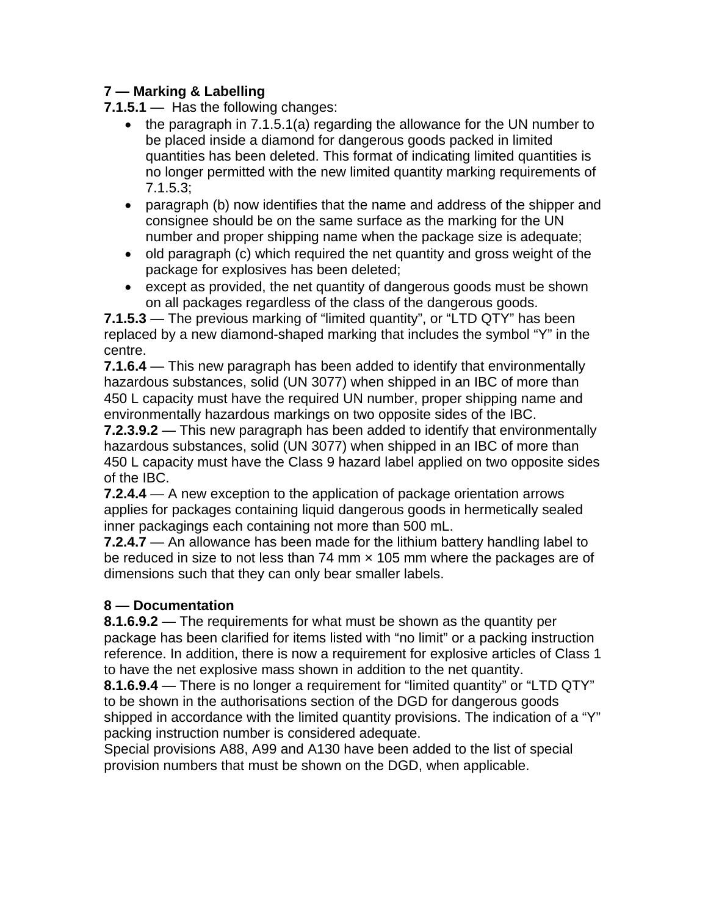## 7 — Marking & Labelling

**7.1.5.1** — Has the following changes:

- the paragraph in 7.1.5.1(a) regarding the allowance for the UN number to be placed inside a diamond for dangerous goods packed in limited quantities has been deleted. This format of indicating limited quantities is no longer permitted with the new limited quantity marking requirements of 7.1.5.3;
- paragraph (b) now identifies that the name and address of the shipper and consignee should be on the same surface as the marking for the UN number and proper shipping name when the package size is adequate;
- old paragraph (c) which required the net quantity and gross weight of the package for explosives has been deleted;
- except as provided, the net quantity of dangerous goods must be shown on all packages regardless of the class of the dangerous goods.

**7.1.5.3** — The previous marking of “limited quantity”, or “LTD QTY” has been replaced by a new diamond-shaped marking that includes the symbol “Y” in the centre.

**7.1.6.4** — This new paragraph has been added to identify that environmentally hazardous substances, solid (UN 3077) when shipped in an IBC of more than 450 L capacity must have the required UN number, proper shipping name and environmentally hazardous markings on two opposite sides of the IBC.

**7.2.3.9.2** — This new paragraph has been added to identify that environmentally hazardous substances, solid (UN 3077) when shipped in an IBC of more than 450 L capacity must have the Class 9 hazard label applied on two opposite sides of the IBC.

**7.2.4.4** — A new exception to the application of package orientation arrows applies for packages containing liquid dangerous goods in hermetically sealed inner packagings each containing not more than 500 mL.

**7.2.4.7** — An allowance has been made for the lithium battery handling label to be reduced in size to not less than 74 mm × 105 mm where the packages are of dimensions such that they can only bear smaller labels.

## 8 — Documentation

**8.1.6.9.2** — The requirements for what must be shown as the quantity per package has been clarified for items listed with “no limit” or a packing instruction reference. In addition, there is now a requirement for explosive articles of Class 1 to have the net explosive mass shown in addition to the net quantity.

**8.1.6.9.4** — There is no longer a requirement for “limited quantity” or “LTD QTY” to be shown in the authorisations section of the DGD for dangerous goods shipped in accordance with the limited quantity provisions. The indication of a “Y” packing instruction number is considered adequate.

Special provisions A88, A99 and A130 have been added to the list of special provision numbers that must be shown on the DGD, when applicable.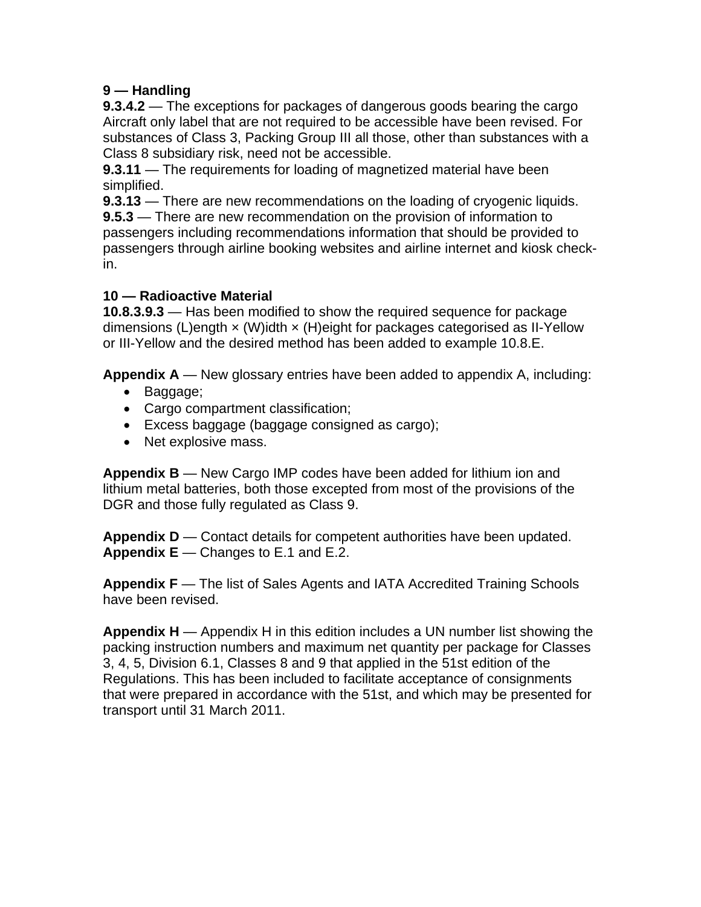**9 — Handling**

**9.3.4.2** — The exceptions for packages of dangerous goods bearing the cargo Aircraft only label that are not required to be accessible have been revised. For substances of Class 3, Packing Group III all those, other than substances with a Class 8 subsidiary risk, need not be accessible.

**9.3.11** — The requirements for loading of magnetized material have been simplified.

**9.3.13** — There are new recommendations on the loading of cryogenic liquids.

**9.5.3** — There are new recommendation on the provision of information to passengers including recommendations information that should be provided to passengers through airline booking websites and airline internet and kiosk check-in.

**10 — Radioactive Material**

**10.8.3.9.3** — Has been modified to show the required sequence for package dimensions (L)ength × (W)idth × (H)eight for packages categorised as II-Yellow or III-Yellow and the desired method has been added to example 10.8.E.

**Appendix A** — New glossary entries have been added to appendix A, including:

- Baggage;
- Cargo compartment classification;
- Excess baggage (baggage consigned as cargo);
- Net explosive mass.

**Appendix B** — New Cargo IMP codes have been added for lithium ion and lithium metal batteries, both those excepted from most of the provisions of the DGR and those fully regulated as Class 9.

**Appendix D** — Contact details for competent authorities have been updated.

**Appendix E** — Changes to E.1 and E.2.

**Appendix F** — The list of Sales Agents and IATA Accredited Training Schools have been revised.

**Appendix H** — Appendix H in this edition includes a UN number list showing the packing instruction numbers and maximum net quantity per package for Classes 3, 4, 5, Division 6.1, Classes 8 and 9 that applied in the 51st edition of the Regulations. This has been included to facilitate acceptance of consignments that were prepared in accordance with the 51st, and which may be presented for transport until 31 March 2011.